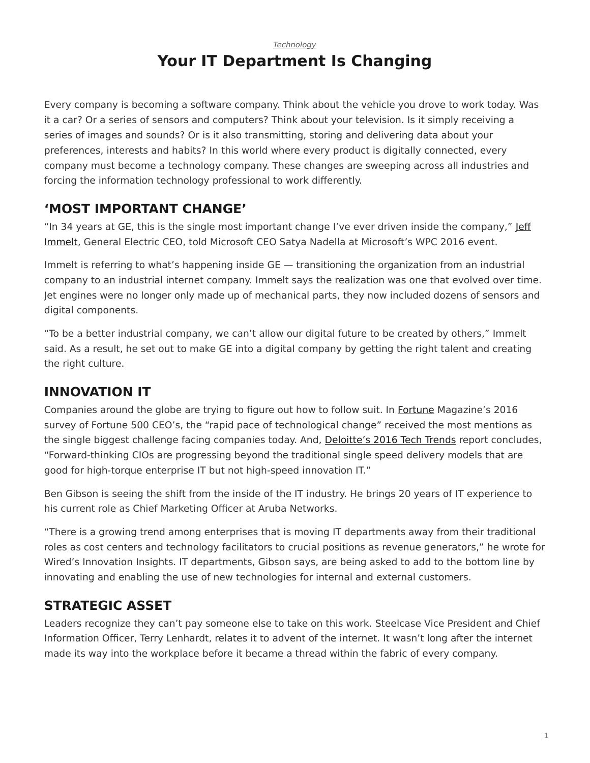*Technology*

# Your IT Department Is Changing

Every company is becoming a software company. Think about the vehicle you drove to work today. Was it a car? Or a series of sensors and computers? Think about your television. Is it simply receiving a series of images and sounds? Or is it also transmitting, storing and delivering data about your preferences, interests and habits? In this world where every product is digitally connected, every company must become a technology company. These changes are sweeping across all industries and forcing the information technology professional to work differently.

## 'MOST IMPORTANT CHANGE'

"In 34 years at GE, this is the single most important change I've ever driven inside the company," Jeff Immelt, General Electric CEO, told Microsoft CEO Satya Nadella at Microsoft's WPC 2016 event.

Immelt is referring to what's happening inside GE — transitioning the organization from an industrial company to an industrial internet company. Immelt says the realization was one that evolved over time. Jet engines were no longer only made up of mechanical parts, they now included dozens of sensors and digital components.

"To be a better industrial company, we can't allow our digital future to be created by others," Immelt said. As a result, he set out to make GE into a digital company by getting the right talent and creating the right culture.

## INNOVATION IT

Companies around the globe are trying to figure out how to follow suit. In Fortune Magazine's 2016 survey of Fortune 500 CEO's, the "rapid pace of technological change" received the most mentions as the single biggest challenge facing companies today. And, Deloitte's 2016 Tech Trends report concludes, "Forward-thinking CIOs are progressing beyond the traditional single speed delivery models that are good for high-torque enterprise IT but not high-speed innovation IT."

Ben Gibson is seeing the shift from the inside of the IT industry. He brings 20 years of IT experience to his current role as Chief Marketing Officer at Aruba Networks.

"There is a growing trend among enterprises that is moving IT departments away from their traditional roles as cost centers and technology facilitators to crucial positions as revenue generators," he wrote for Wired's Innovation Insights. IT departments, Gibson says, are being asked to add to the bottom line by innovating and enabling the use of new technologies for internal and external customers.

## STRATEGIC ASSET

Leaders recognize they can't pay someone else to take on this work. Steelcase Vice President and Chief Information Officer, Terry Lenhardt, relates it to advent of the internet. It wasn't long after the internet made its way into the workplace before it became a thread within the fabric of every company.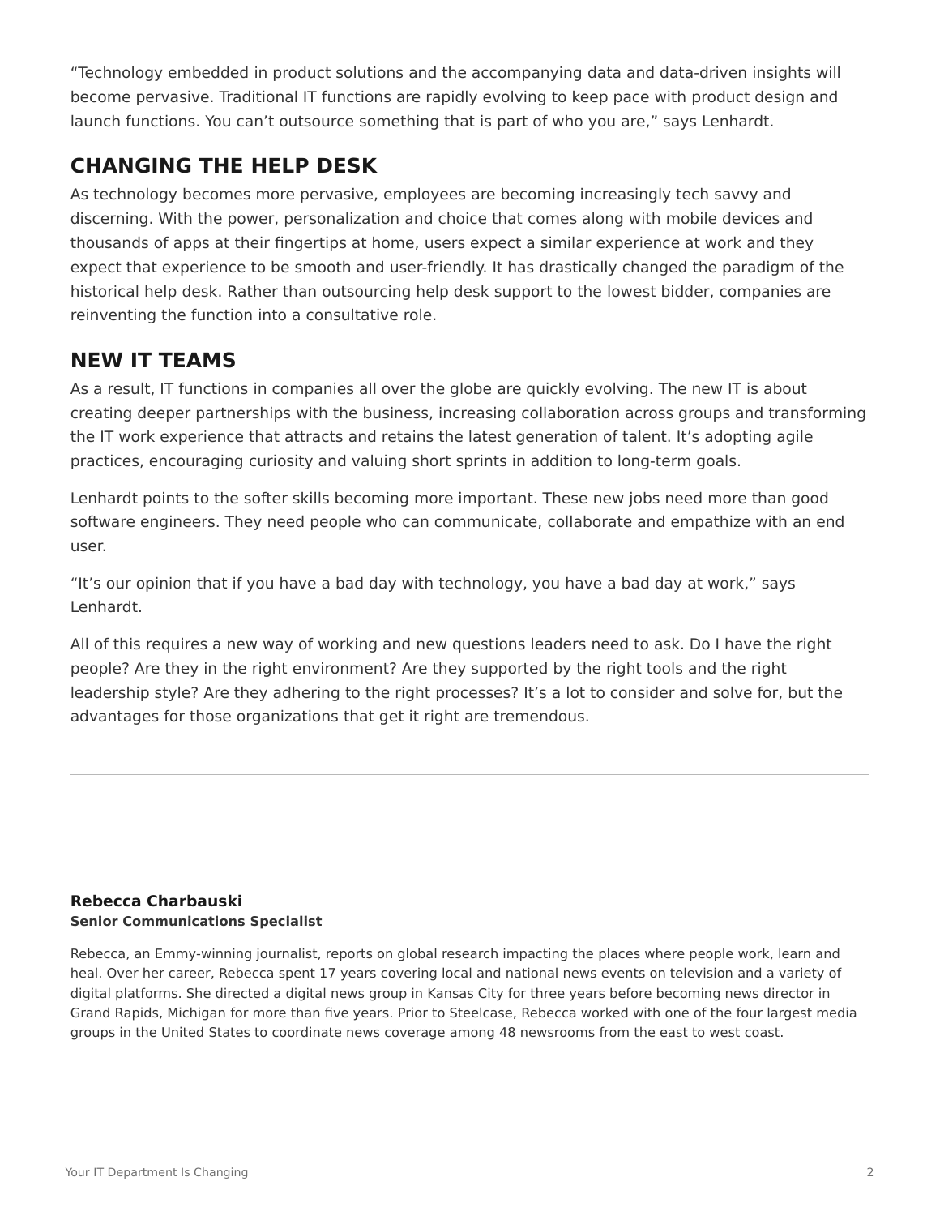"Technology embedded in product solutions and the accompanying data and data-driven insights will become pervasive. Traditional IT functions are rapidly evolving to keep pace with product design and launch functions. You can't outsource something that is part of who you are," says Lenhardt.

## CHANGING THE HELP DESK

As technology becomes more pervasive, employees are becoming increasingly tech savvy and discerning. With the power, personalization and choice that comes along with mobile devices and thousands of apps at their fingertips at home, users expect a similar experience at work and they expect that experience to be smooth and user-friendly. It has drastically changed the paradigm of the historical help desk. Rather than outsourcing help desk support to the lowest bidder, companies are reinventing the function into a consultative role.

## NEW IT TEAMS

As a result, IT functions in companies all over the globe are quickly evolving. The new IT is about creating deeper partnerships with the business, increasing collaboration across groups and transforming the IT work experience that attracts and retains the latest generation of talent. It's adopting agile practices, encouraging curiosity and valuing short sprints in addition to long-term goals.

Lenhardt points to the softer skills becoming more important. These new jobs need more than good software engineers. They need people who can communicate, collaborate and empathize with an end user.

"It's our opinion that if you have a bad day with technology, you have a bad day at work," says Lenhardt.

All of this requires a new way of working and new questions leaders need to ask. Do I have the right people? Are they in the right environment? Are they supported by the right tools and the right leadership style? Are they adhering to the right processes? It's a lot to consider and solve for, but the advantages for those organizations that get it right are tremendous.

---

**Rebecca Charbauski**
**Senior Communications Specialist**

Rebecca, an Emmy-winning journalist, reports on global research impacting the places where people work, learn and heal. Over her career, Rebecca spent 17 years covering local and national news events on television and a variety of digital platforms. She directed a digital news group in Kansas City for three years before becoming news director in Grand Rapids, Michigan for more than five years. Prior to Steelcase, Rebecca worked with one of the four largest media groups in the United States to coordinate news coverage among 48 newsrooms from the east to west coast.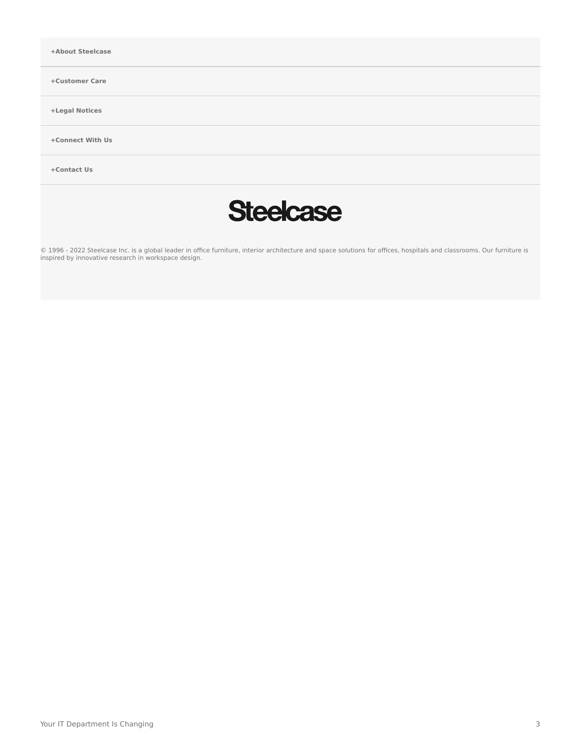**+About Steelcase**

**+Customer Care**

**+Legal Notices**

**+Connect With Us**

**+Contact Us**

Steelcase

© 1996 - 2022 Steelcase Inc. is a global leader in office furniture, interior architecture and space solutions for offices, hospitals and classrooms. Our furniture is inspired by innovative research in workspace design.